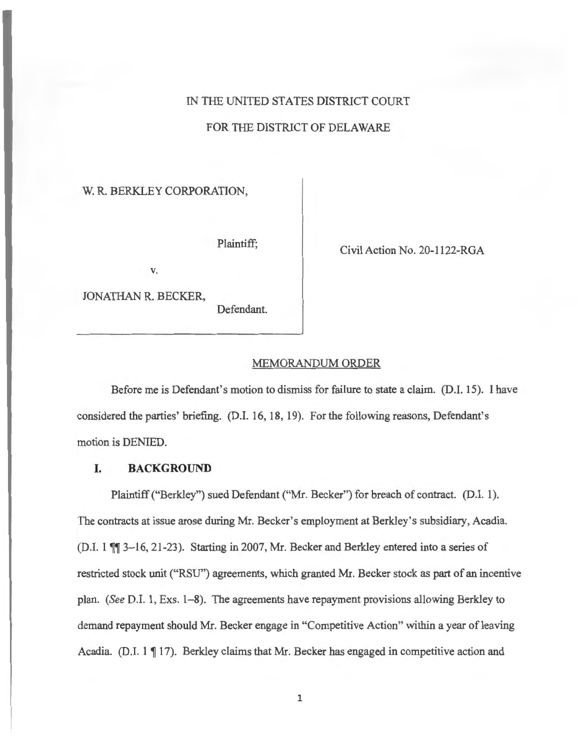IN THE UNITED STATES DISTRICT COURT

FOR THE DISTRICT OF DELAWARE

W. R. BERKLEY CORPORATION,

Plaintiff;

v.

JONATHAN R. BECKER,

Defendant.

Civil Action No. 20-1122-RGA

MEMORANDUM ORDER

Before me is Defendant's motion to dismiss for failure to state a claim. (D.I. 15). I have considered the parties' briefing. (D.I. 16, 18, 19). For the following reasons, Defendant's motion is DENIED.

## I. BACKGROUND

Plaintiff ("Berkley") sued Defendant ("Mr. Becker") for breach of contract. (D.I. 1). The contracts at issue arose during Mr. Becker's employment at Berkley's subsidiary, Acadia. (D.I. 1 ¶¶ 3–16, 21-23). Starting in 2007, Mr. Becker and Berkley entered into a series of restricted stock unit ("RSU") agreements, which granted Mr. Becker stock as part of an incentive plan. (*See* D.I. 1, Exs. 1–8). The agreements have repayment provisions allowing Berkley to demand repayment should Mr. Becker engage in "Competitive Action" within a year of leaving Acadia. (D.I. 1 ¶ 17). Berkley claims that Mr. Becker has engaged in competitive action and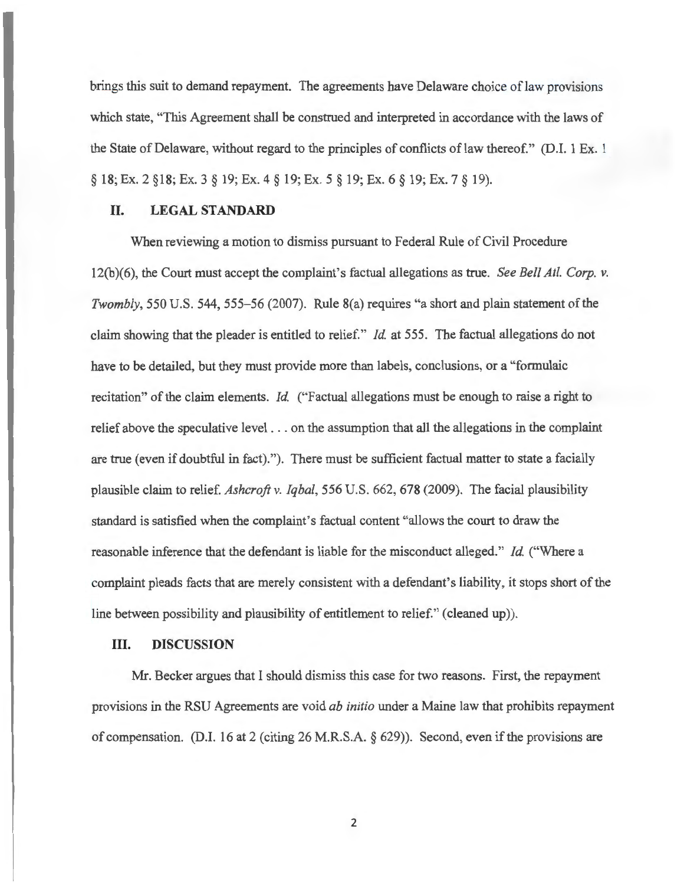brings this suit to demand repayment. The agreements have Delaware choice of law provisions which state, "This Agreement shall be construed and interpreted in accordance with the laws of the State of Delaware, without regard to the principles of conflicts of law thereof." (D.I. 1 Ex. 1 § 18; Ex. 2 §18; Ex. 3 § 19; Ex. 4 § 19; Ex. 5 § 19; Ex. 6 § 19; Ex. 7 § 19).

## II. LEGAL STANDARD

When reviewing a motion to dismiss pursuant to Federal Rule of Civil Procedure 12(b)(6), the Court must accept the complaint's factual allegations as true. *See Bell Atl. Corp. v. Twombly*, 550 U.S. 544, 555–56 (2007). Rule 8(a) requires "a short and plain statement of the claim showing that the pleader is entitled to relief." *Id.* at 555. The factual allegations do not have to be detailed, but they must provide more than labels, conclusions, or a "formulaic recitation" of the claim elements. *Id.* ("Factual allegations must be enough to raise a right to relief above the speculative level . . . on the assumption that all the allegations in the complaint are true (even if doubtful in fact)."). There must be sufficient factual matter to state a facially plausible claim to relief. *Ashcroft v. Iqbal*, 556 U.S. 662, 678 (2009). The facial plausibility standard is satisfied when the complaint's factual content "allows the court to draw the reasonable inference that the defendant is liable for the misconduct alleged." *Id.* ("Where a complaint pleads facts that are merely consistent with a defendant's liability, it stops short of the line between possibility and plausibility of entitlement to relief." (cleaned up)).

## III. DISCUSSION

Mr. Becker argues that I should dismiss this case for two reasons. First, the repayment provisions in the RSU Agreements are void *ab initio* under a Maine law that prohibits repayment of compensation. (D.I. 16 at 2 (citing 26 M.R.S.A. § 629)). Second, even if the provisions are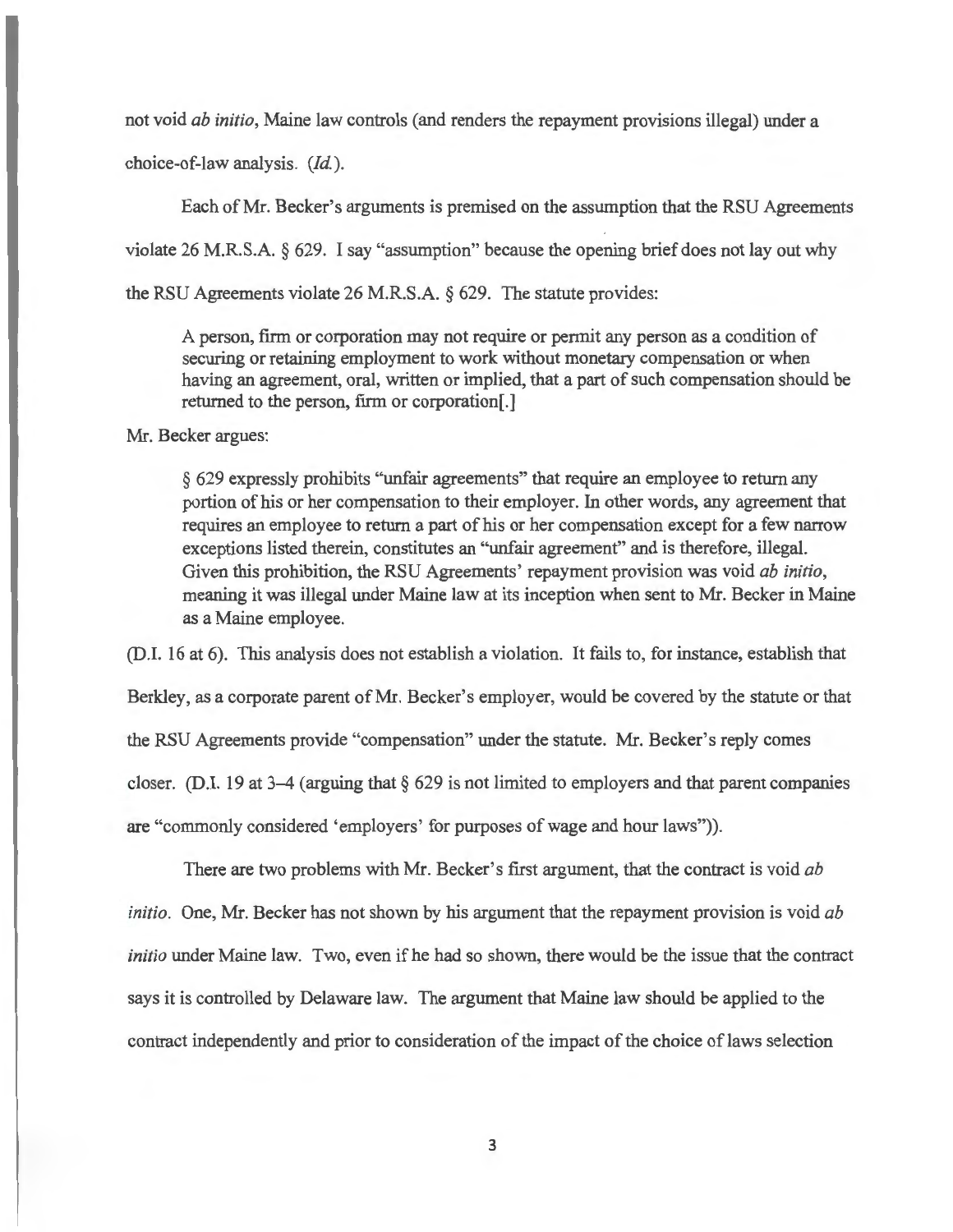not void *ab initio*, Maine law controls (and renders the repayment provisions illegal) under a choice-of-law analysis. (*Id.*).

Each of Mr. Becker's arguments is premised on the assumption that the RSU Agreements violate 26 M.R.S.A. § 629. I say "assumption" because the opening brief does not lay out why the RSU Agreements violate 26 M.R.S.A. § 629. The statute provides:

> A person, firm or corporation may not require or permit any person as a condition of securing or retaining employment to work without monetary compensation or when having an agreement, oral, written or implied, that a part of such compensation should be returned to the person, firm or corporation[.]

Mr. Becker argues:

> § 629 expressly prohibits "unfair agreements" that require an employee to return any portion of his or her compensation to their employer. In other words, any agreement that requires an employee to return a part of his or her compensation except for a few narrow exceptions listed therein, constitutes an "unfair agreement" and is therefore, illegal. Given this prohibition, the RSU Agreements' repayment provision was void *ab initio*, meaning it was illegal under Maine law at its inception when sent to Mr. Becker in Maine as a Maine employee.

(D.I. 16 at 6). This analysis does not establish a violation. It fails to, for instance, establish that Berkley, as a corporate parent of Mr. Becker's employer, would be covered by the statute or that the RSU Agreements provide "compensation" under the statute. Mr. Becker's reply comes closer. (D.I. 19 at 3–4 (arguing that § 629 is not limited to employers and that parent companies are "commonly considered 'employers' for purposes of wage and hour laws")).

There are two problems with Mr. Becker's first argument, that the contract is void *ab initio*. One, Mr. Becker has not shown by his argument that the repayment provision is void *ab initio* under Maine law. Two, even if he had so shown, there would be the issue that the contract says it is controlled by Delaware law. The argument that Maine law should be applied to the contract independently and prior to consideration of the impact of the choice of laws selection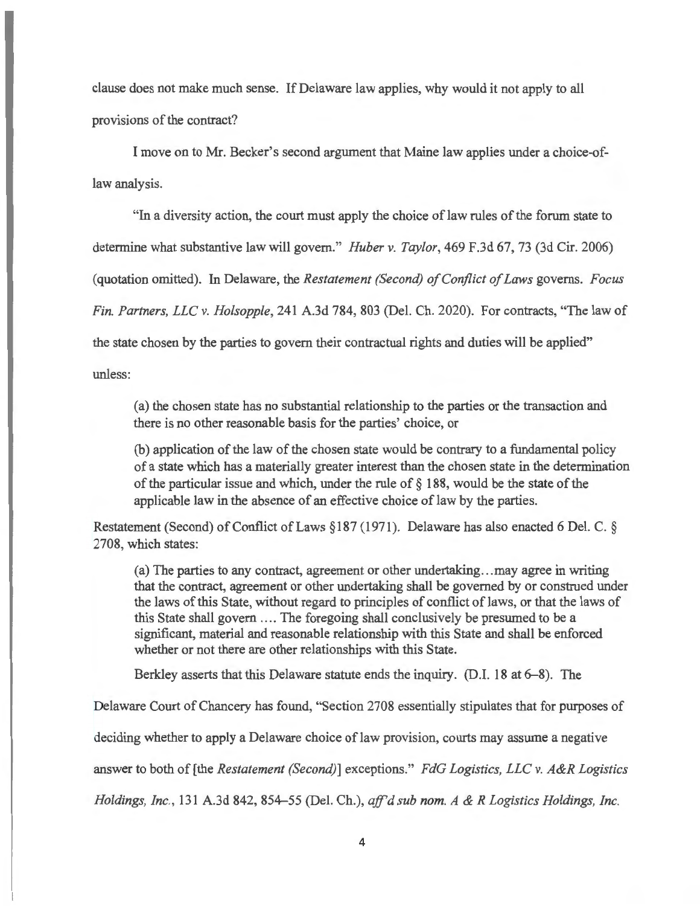clause does not make much sense. If Delaware law applies, why would it not apply to all provisions of the contract?

I move on to Mr. Becker's second argument that Maine law applies under a choice-of-law analysis.

"In a diversity action, the court must apply the choice of law rules of the forum state to determine what substantive law will govern." *Huber v. Taylor*, 469 F.3d 67, 73 (3d Cir. 2006) (quotation omitted). In Delaware, the *Restatement (Second) of Conflict of Laws* governs. *Focus Fin. Partners, LLC v. Holsopple*, 241 A.3d 784, 803 (Del. Ch. 2020). For contracts, "The law of the state chosen by the parties to govern their contractual rights and duties will be applied" unless:

> (a) the chosen state has no substantial relationship to the parties or the transaction and there is no other reasonable basis for the parties' choice, or
>
> (b) application of the law of the chosen state would be contrary to a fundamental policy of a state which has a materially greater interest than the chosen state in the determination of the particular issue and which, under the rule of § 188, would be the state of the applicable law in the absence of an effective choice of law by the parties.

Restatement (Second) of Conflict of Laws §187 (1971). Delaware has also enacted 6 Del. C. § 2708, which states:

> (a) The parties to any contract, agreement or other undertaking...may agree in writing that the contract, agreement or other undertaking shall be governed by or construed under the laws of this State, without regard to principles of conflict of laws, or that the laws of this State shall govern .... The foregoing shall conclusively be presumed to be a significant, material and reasonable relationship with this State and shall be enforced whether or not there are other relationships with this State.

Berkley asserts that this Delaware statute ends the inquiry. (D.I. 18 at 6–8). The Delaware Court of Chancery has found, "Section 2708 essentially stipulates that for purposes of deciding whether to apply a Delaware choice of law provision, courts may assume a negative answer to both of [the *Restatement (Second)*] exceptions." *FdG Logistics, LLC v. A&R Logistics Holdings, Inc.*, 131 A.3d 842, 854–55 (Del. Ch.), *aff'd sub nom. A & R Logistics Holdings, Inc.*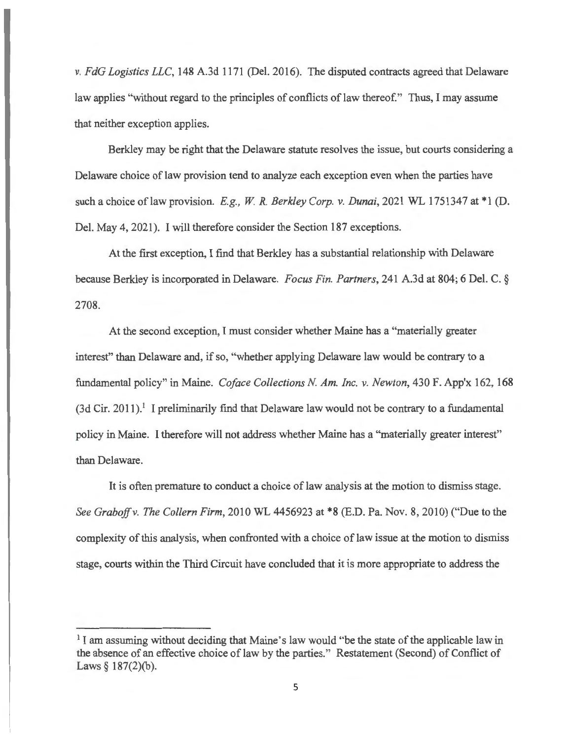*v. FdG Logistics LLC*, 148 A.3d 1171 (Del. 2016). The disputed contracts agreed that Delaware law applies "without regard to the principles of conflicts of law thereof." Thus, I may assume that neither exception applies.

Berkley may be right that the Delaware statute resolves the issue, but courts considering a Delaware choice of law provision tend to analyze each exception even when the parties have such a choice of law provision. *E.g., W. R. Berkley Corp. v. Dunai*, 2021 WL 1751347 at *1 (D. Del. May 4, 2021). I will therefore consider the Section 187 exceptions.

At the first exception, I find that Berkley has a substantial relationship with Delaware because Berkley is incorporated in Delaware. *Focus Fin. Partners*, 241 A.3d at 804; 6 Del. C. § 2708.

At the second exception, I must consider whether Maine has a "materially greater interest" than Delaware and, if so, "whether applying Delaware law would be contrary to a fundamental policy" in Maine. *Coface Collections N. Am. Inc. v. Newton*, 430 F. App'x 162, 168 (3d Cir. 2011).[1] I preliminarily find that Delaware law would not be contrary to a fundamental policy in Maine. I therefore will not address whether Maine has a "materially greater interest" than Delaware.

It is often premature to conduct a choice of law analysis at the motion to dismiss stage. *See Graboff v. The Collern Firm*, 2010 WL 4456923 at *8 (E.D. Pa. Nov. 8, 2010) ("Due to the complexity of this analysis, when confronted with a choice of law issue at the motion to dismiss stage, courts within the Third Circuit have concluded that it is more appropriate to address the

---

[1] I am assuming without deciding that Maine's law would "be the state of the applicable law in the absence of an effective choice of law by the parties." Restatement (Second) of Conflict of Laws § 187(2)(b).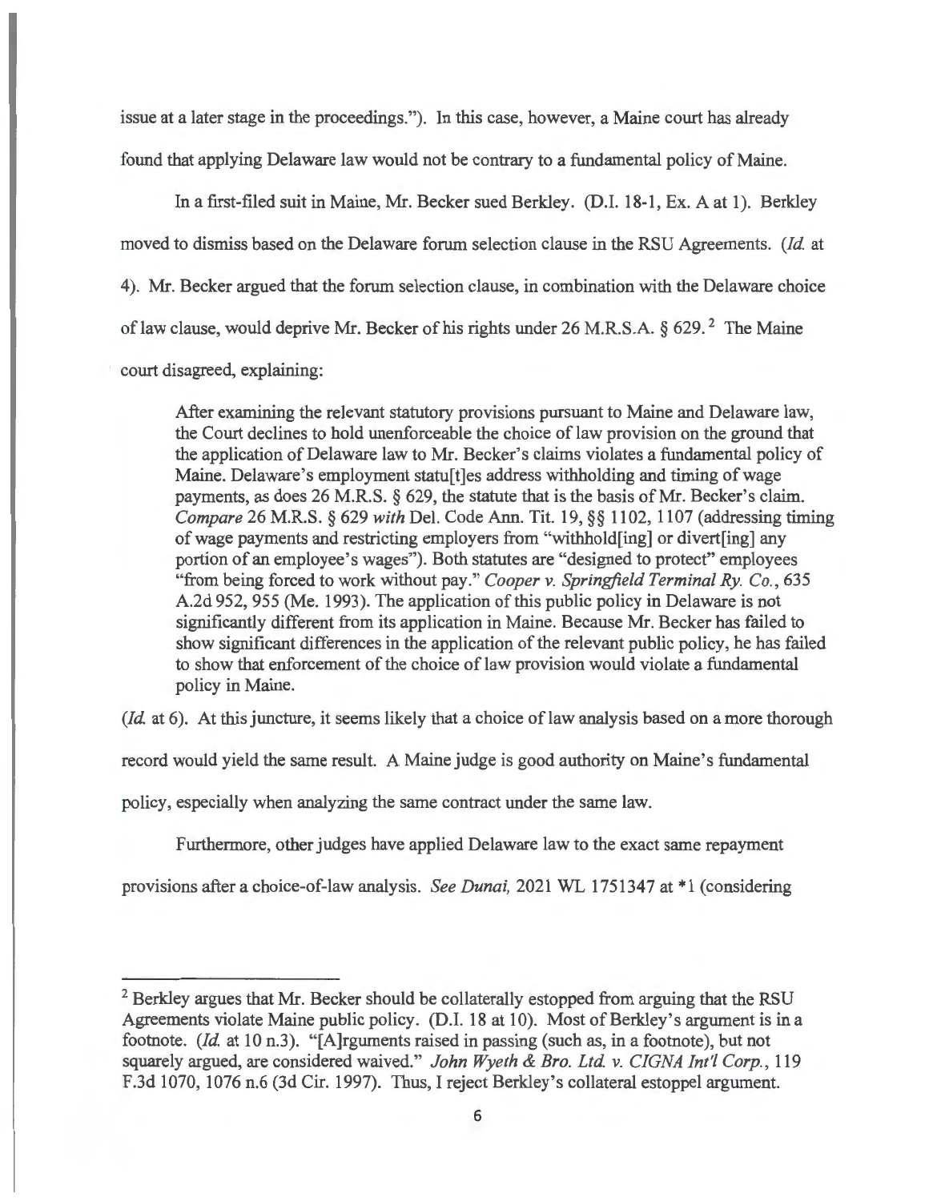issue at a later stage in the proceedings."). In this case, however, a Maine court has already found that applying Delaware law would not be contrary to a fundamental policy of Maine.

In a first-filed suit in Maine, Mr. Becker sued Berkley. (D.I. 18-1, Ex. A at 1). Berkley moved to dismiss based on the Delaware forum selection clause in the RSU Agreements. (*Id.* at 4). Mr. Becker argued that the forum selection clause, in combination with the Delaware choice of law clause, would deprive Mr. Becker of his rights under 26 M.R.S.A. § 629.[2] The Maine court disagreed, explaining:

> After examining the relevant statutory provisions pursuant to Maine and Delaware law, the Court declines to hold unenforceable the choice of law provision on the ground that the application of Delaware law to Mr. Becker's claims violates a fundamental policy of Maine. Delaware's employment statu[t]es address withholding and timing of wage payments, as does 26 M.R.S. § 629, the statute that is the basis of Mr. Becker's claim. *Compare* 26 M.R.S. § 629 *with* Del. Code Ann. Tit. 19, §§ 1102, 1107 (addressing timing of wage payments and restricting employers from "withhold[ing] or divert[ing] any portion of an employee's wages"). Both statutes are "designed to protect" employees "from being forced to work without pay." *Cooper v. Springfield Terminal Ry. Co.*, 635 A.2d 952, 955 (Me. 1993). The application of this public policy in Delaware is not significantly different from its application in Maine. Because Mr. Becker has failed to show significant differences in the application of the relevant public policy, he has failed to show that enforcement of the choice of law provision would violate a fundamental policy in Maine.

(*Id.* at 6). At this juncture, it seems likely that a choice of law analysis based on a more thorough record would yield the same result. A Maine judge is good authority on Maine's fundamental policy, especially when analyzing the same contract under the same law.

Furthermore, other judges have applied Delaware law to the exact same repayment provisions after a choice-of-law analysis. *See Dunai,* 2021 WL 1751347 at *1 (considering

---

[2] Berkley argues that Mr. Becker should be collaterally estopped from arguing that the RSU Agreements violate Maine public policy. (D.I. 18 at 10). Most of Berkley's argument is in a footnote. (*Id.* at 10 n.3). "[A]rguments raised in passing (such as, in a footnote), but not squarely argued, are considered waived." *John Wyeth & Bro. Ltd. v. CIGNA Int'l Corp.*, 119 F.3d 1070, 1076 n.6 (3d Cir. 1997). Thus, I reject Berkley's collateral estoppel argument.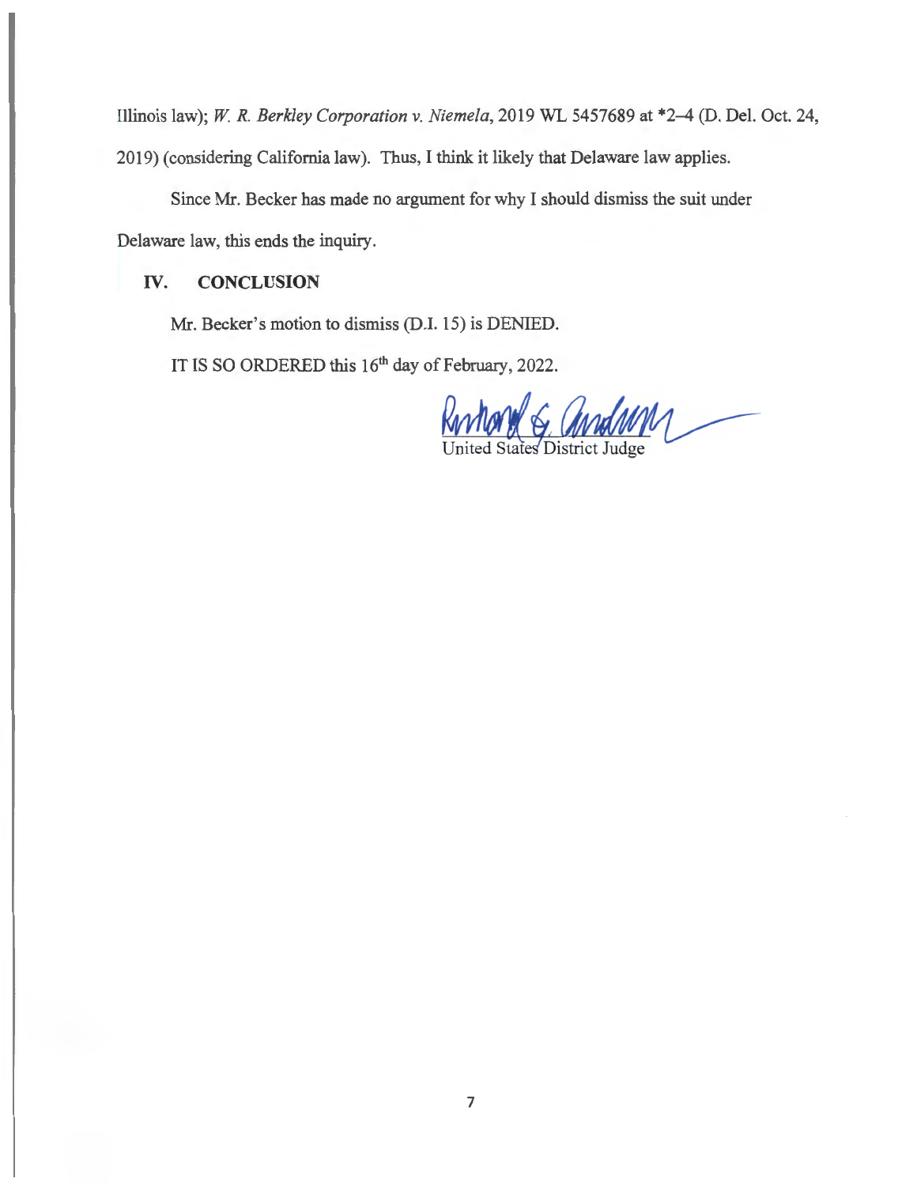Illinois law); *W. R. Berkley Corporation v. Niemela*, 2019 WL 5457689 at *2–4 (D. Del. Oct. 24, 2019) (considering California law). Thus, I think it likely that Delaware law applies.

Since Mr. Becker has made no argument for why I should dismiss the suit under Delaware law, this ends the inquiry.

## IV. CONCLUSION

Mr. Becker's motion to dismiss (D.I. 15) is DENIED.

IT IS SO ORDERED this 16th day of February, 2022.

United States District Judge